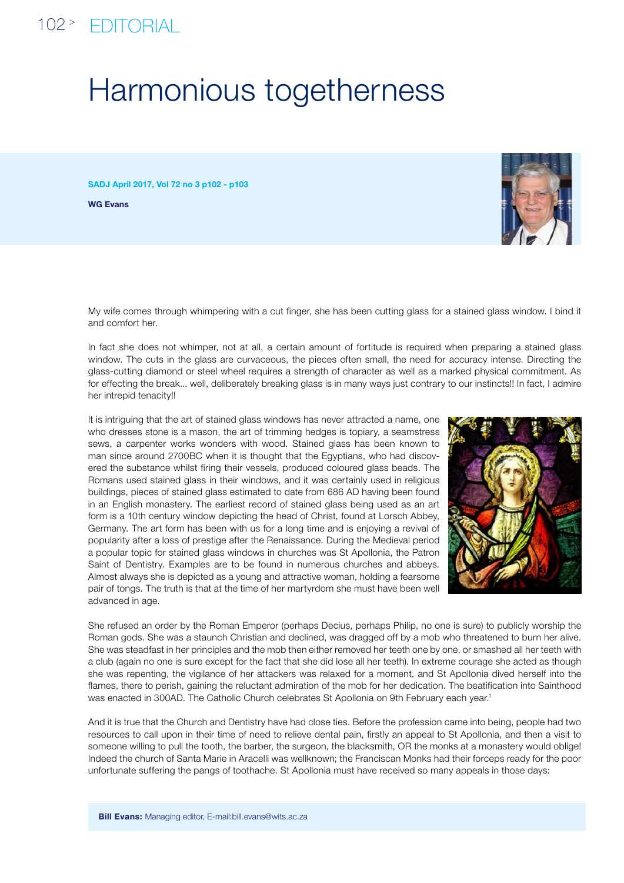# Harmonious togetherness

**WG Evans**

My wife comes through whimpering with a cut finger, she has been cutting glass for a stained glass window. I bind it and comfort her.

In fact she does not whimper, not at all, a certain amount of fortitude is required when preparing a stained glass window. The cuts in the glass are curvaceous, the pieces often small, the need for accuracy intense. Directing the glass-cutting diamond or steel wheel requires a strength of character as well as a marked physical commitment. As for effecting the break... well, deliberately breaking glass is in many ways just contrary to our instincts!! In fact, I admire her intrepid tenacity!!

It is intriguing that the art of stained glass windows has never attracted a name, one who dresses stone is a mason, the art of trimming hedges is topiary, a seamstress sews, a carpenter works wonders with wood. Stained glass has been known to man since around 2700BC when it is thought that the Egyptians, who had discovered the substance whilst firing their vessels, produced coloured glass beads. The Romans used stained glass in their windows, and it was certainly used in religious buildings, pieces of stained glass estimated to date from 686 AD having been found in an English monastery. The earliest record of stained glass being used as an art form is a 10th century window depicting the head of Christ, found at Lorsch Abbey, Germany. The art form has been with us for a long time and is enjoying a revival of popularity after a loss of prestige after the Renaissance. During the Medieval period a popular topic for stained glass windows in churches was St Apollonia, the Patron Saint of Dentistry. Examples are to be found in numerous churches and abbeys. Almost always she is depicted as a young and attractive woman, holding a fearsome pair of tongs. The truth is that at the time of her martyrdom she must have been well advanced in age.

She refused an order by the Roman Emperor (perhaps Decius, perhaps Philip, no one is sure) to publicly worship the Roman gods. She was a staunch Christian and declined, was dragged off by a mob who threatened to burn her alive. She was steadfast in her principles and the mob then either removed her teeth one by one, or smashed all her teeth with a club (again no one is sure except for the fact that she did lose all her teeth). In extreme courage she acted as though she was repenting, the vigilance of her attackers was relaxed for a moment, and St Apollonia dived herself into the flames, there to perish, gaining the reluctant admiration of the mob for her dedication. The beatification into Sainthood was enacted in 300AD. The Catholic Church celebrates St Apollonia on 9th February each year.[1]

And it is true that the Church and Dentistry have had close ties. Before the profession came into being, people had two resources to call upon in their time of need to relieve dental pain, firstly an appeal to St Apollonia, and then a visit to someone willing to pull the tooth, the barber, the surgeon, the blacksmith, OR the monks at a monastery would oblige! Indeed the church of Santa Marie in Aracelli was wellknown; the Franciscan Monks had their forceps ready for the poor unfortunate suffering the pangs of toothache. St Apollonia must have received so many appeals in those days:

**Bill Evans:** Managing editor, E-mail:bill.evans@wits.ac.za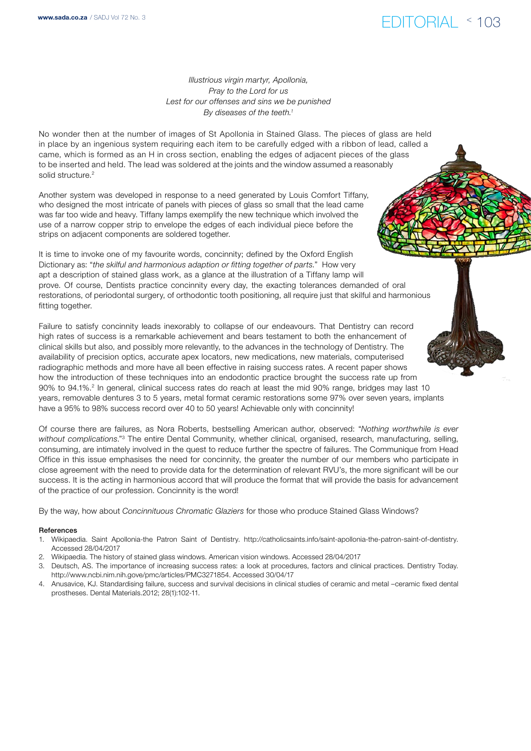*Illustrious virgin martyr, Apollonia,*
*Pray to the Lord for us*
*Lest for our offenses and sins we be punished*
*By diseases of the teeth.*[1]

No wonder then at the number of images of St Apollonia in Stained Glass. The pieces of glass are held in place by an ingenious system requiring each item to be carefully edged with a ribbon of lead, called a came, which is formed as an H in cross section, enabling the edges of adjacent pieces of the glass to be inserted and held. The lead was soldered at the joints and the window assumed a reasonably solid structure.[2]

Another system was developed in response to a need generated by Louis Comfort Tiffany, who designed the most intricate of panels with pieces of glass so small that the lead came was far too wide and heavy. Tiffany lamps exemplify the new technique which involved the use of a narrow copper strip to envelope the edges of each individual piece before the strips on adjacent components are soldered together.

It is time to invoke one of my favourite words, concinnity; defined by the Oxford English Dictionary as: "*the skilful and harmonious adaption or fitting together of parts.*" How very apt a description of stained glass work, as a glance at the illustration of a Tiffany lamp will prove. Of course, Dentists practice concinnity every day, the exacting tolerances demanded of oral restorations, of periodontal surgery, of orthodontic tooth positioning, all require just that skilful and harmonious fitting together.

Failure to satisfy concinnity leads inexorably to collapse of our endeavours. That Dentistry can record high rates of success is a remarkable achievement and bears testament to both the enhancement of clinical skills but also, and possibly more relevantly, to the advances in the technology of Dentistry. The availability of precision optics, accurate apex locators, new medications, new materials, computerised radiographic methods and more have all been effective in raising success rates. A recent paper shows how the introduction of these techniques into an endodontic practice brought the success rate up from 90% to 94.1%.[2] In general, clinical success rates do reach at least the mid 90% range, bridges may last 10 years, removable dentures 3 to 5 years, metal format ceramic restorations some 97% over seven years, implants have a 95% to 98% success record over 40 to 50 years! Achievable only with concinnity!

Of course there are failures, as Nora Roberts, bestselling American author, observed: "*Nothing worthwhile is ever without complications*."[3] The entire Dental Community, whether clinical, organised, research, manufacturing, selling, consuming, are intimately involved in the quest to reduce further the spectre of failures. The Communique from Head Office in this issue emphasises the need for concinnity, the greater the number of our members who participate in close agreement with the need to provide data for the determination of relevant RVU's, the more significant will be our success. It is the acting in harmonious accord that will produce the format that will provide the basis for advancement of the practice of our profession. Concinnity is the word!

By the way, how about *Concinnituous Chromatic Glaziers* for those who produce Stained Glass Windows?

#### References

1. Wikipaedia. Saint Apollonia-the Patron Saint of Dentistry. http://catholicsaints.info/saint-apollonia-the-patron-saint-of-dentistry. Accessed 28/04/2017
2. Wikipaedia. The history of stained glass windows. American vision windows. Accessed 28/04/2017
3. Deutsch, AS. The importance of increasing success rates: a look at procedures, factors and clinical practices. Dentistry Today. http://www.ncbi.nlm.nih.gove/pmc/articles/PMC3271854. Accessed 30/04/17
4. Anusavice, KJ. Standardising failure, success and survival decisions in clinical studies of ceramic and metal –ceramic fixed dental prostheses. Dental Materials.2012; 28(1):102-11.